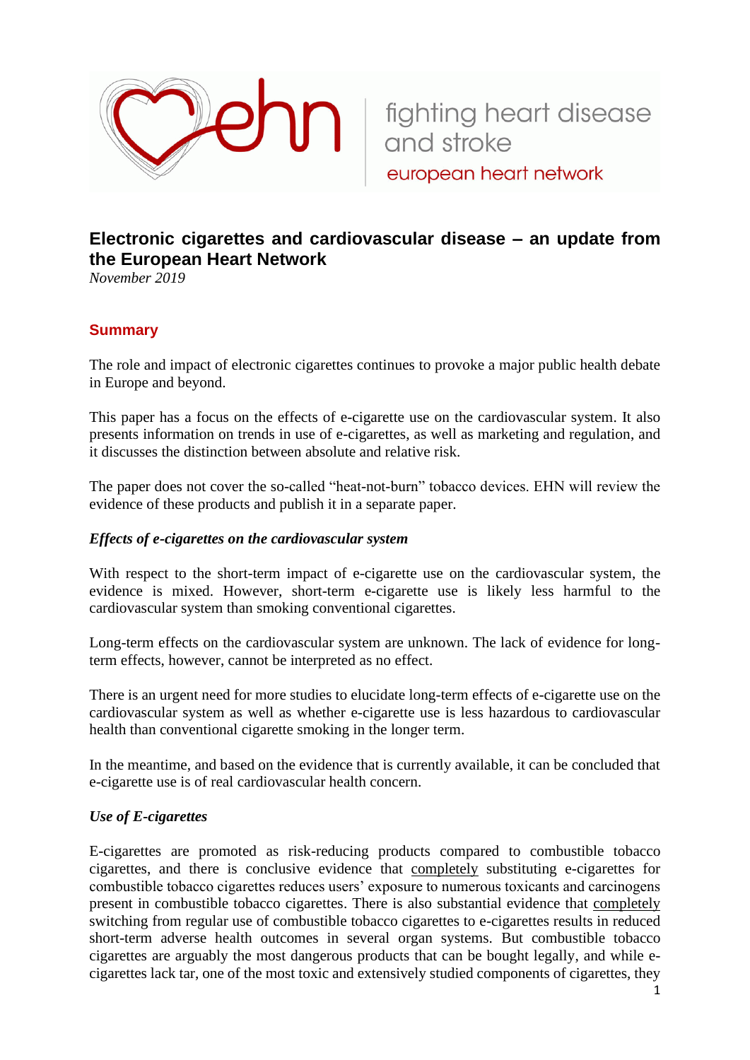ehn — fighting heart disease and stroke — european heart network

# Electronic cigarettes and cardiovascular disease – an update from the European Heart Network

*November 2019*

## Summary

The role and impact of electronic cigarettes continues to provoke a major public health debate in Europe and beyond.

This paper has a focus on the effects of e-cigarette use on the cardiovascular system. It also presents information on trends in use of e-cigarettes, as well as marketing and regulation, and it discusses the distinction between absolute and relative risk.

The paper does not cover the so-called "heat-not-burn" tobacco devices. EHN will review the evidence of these products and publish it in a separate paper.

### *Effects of e-cigarettes on the cardiovascular system*

With respect to the short-term impact of e-cigarette use on the cardiovascular system, the evidence is mixed. However, short-term e-cigarette use is likely less harmful to the cardiovascular system than smoking conventional cigarettes.

Long-term effects on the cardiovascular system are unknown. The lack of evidence for long-term effects, however, cannot be interpreted as no effect.

There is an urgent need for more studies to elucidate long-term effects of e-cigarette use on the cardiovascular system as well as whether e-cigarette use is less hazardous to cardiovascular health than conventional cigarette smoking in the longer term.

In the meantime, and based on the evidence that is currently available, it can be concluded that e-cigarette use is of real cardiovascular health concern.

### *Use of E-cigarettes*

E-cigarettes are promoted as risk-reducing products compared to combustible tobacco cigarettes, and there is conclusive evidence that completely substituting e-cigarettes for combustible tobacco cigarettes reduces users' exposure to numerous toxicants and carcinogens present in combustible tobacco cigarettes. There is also substantial evidence that completely switching from regular use of combustible tobacco cigarettes to e-cigarettes results in reduced short-term adverse health outcomes in several organ systems. But combustible tobacco cigarettes are arguably the most dangerous products that can be bought legally, and while e-cigarettes lack tar, one of the most toxic and extensively studied components of cigarettes, they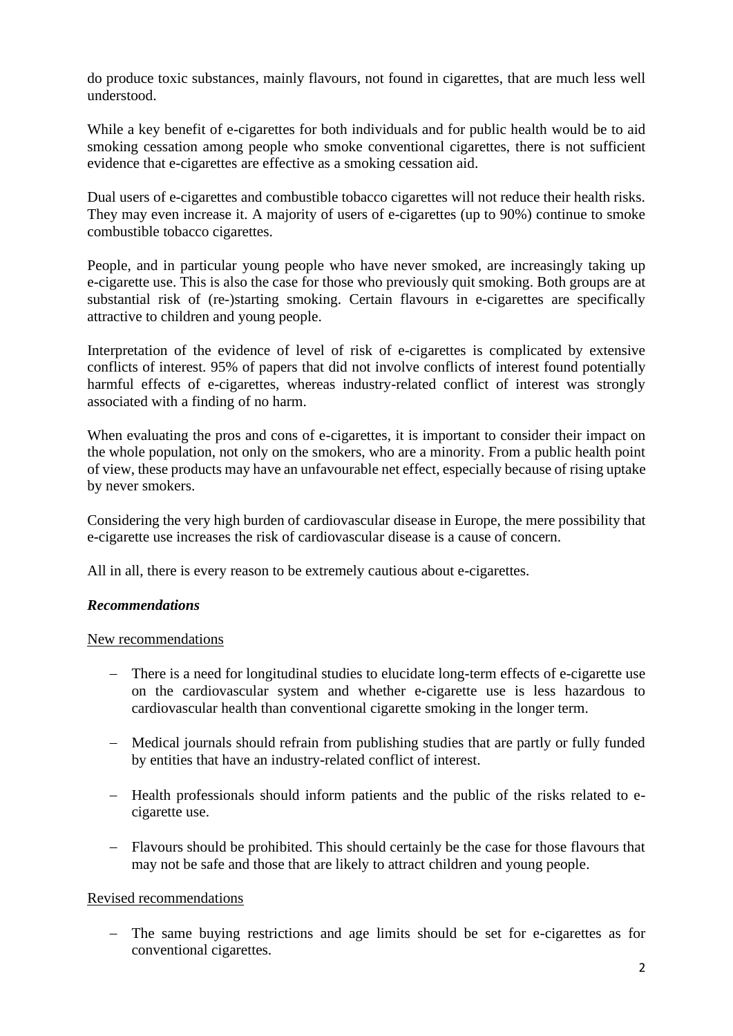do produce toxic substances, mainly flavours, not found in cigarettes, that are much less well understood.

While a key benefit of e-cigarettes for both individuals and for public health would be to aid smoking cessation among people who smoke conventional cigarettes, there is not sufficient evidence that e-cigarettes are effective as a smoking cessation aid.

Dual users of e-cigarettes and combustible tobacco cigarettes will not reduce their health risks. They may even increase it. A majority of users of e-cigarettes (up to 90%) continue to smoke combustible tobacco cigarettes.

People, and in particular young people who have never smoked, are increasingly taking up e-cigarette use. This is also the case for those who previously quit smoking. Both groups are at substantial risk of (re-)starting smoking. Certain flavours in e-cigarettes are specifically attractive to children and young people.

Interpretation of the evidence of level of risk of e-cigarettes is complicated by extensive conflicts of interest. 95% of papers that did not involve conflicts of interest found potentially harmful effects of e-cigarettes, whereas industry-related conflict of interest was strongly associated with a finding of no harm.

When evaluating the pros and cons of e-cigarettes, it is important to consider their impact on the whole population, not only on the smokers, who are a minority. From a public health point of view, these products may have an unfavourable net effect, especially because of rising uptake by never smokers.

Considering the very high burden of cardiovascular disease in Europe, the mere possibility that e-cigarette use increases the risk of cardiovascular disease is a cause of concern.

All in all, there is every reason to be extremely cautious about e-cigarettes.

***Recommendations***

New recommendations

- There is a need for longitudinal studies to elucidate long-term effects of e-cigarette use on the cardiovascular system and whether e-cigarette use is less hazardous to cardiovascular health than conventional cigarette smoking in the longer term.
- Medical journals should refrain from publishing studies that are partly or fully funded by entities that have an industry-related conflict of interest.
- Health professionals should inform patients and the public of the risks related to e-cigarette use.
- Flavours should be prohibited. This should certainly be the case for those flavours that may not be safe and those that are likely to attract children and young people.

Revised recommendations

- The same buying restrictions and age limits should be set for e-cigarettes as for conventional cigarettes.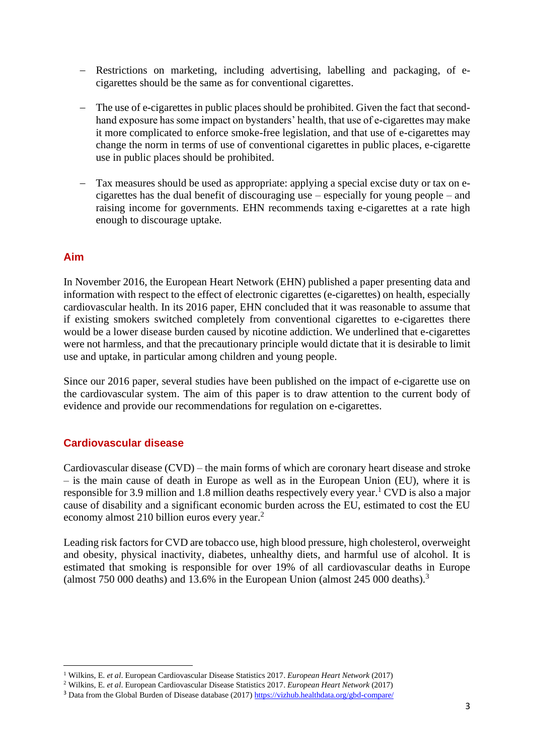- Restrictions on marketing, including advertising, labelling and packaging, of e-cigarettes should be the same as for conventional cigarettes.

- The use of e-cigarettes in public places should be prohibited. Given the fact that second-hand exposure has some impact on bystanders' health, that use of e-cigarettes may make it more complicated to enforce smoke-free legislation, and that use of e-cigarettes may change the norm in terms of use of conventional cigarettes in public places, e-cigarette use in public places should be prohibited.

- Tax measures should be used as appropriate: applying a special excise duty or tax on e-cigarettes has the dual benefit of discouraging use – especially for young people – and raising income for governments. EHN recommends taxing e-cigarettes at a rate high enough to discourage uptake.

## Aim

In November 2016, the European Heart Network (EHN) published a paper presenting data and information with respect to the effect of electronic cigarettes (e-cigarettes) on health, especially cardiovascular health. In its 2016 paper, EHN concluded that it was reasonable to assume that if existing smokers switched completely from conventional cigarettes to e-cigarettes there would be a lower disease burden caused by nicotine addiction. We underlined that e-cigarettes were not harmless, and that the precautionary principle would dictate that it is desirable to limit use and uptake, in particular among children and young people.

Since our 2016 paper, several studies have been published on the impact of e-cigarette use on the cardiovascular system. The aim of this paper is to draw attention to the current body of evidence and provide our recommendations for regulation on e-cigarettes.

## Cardiovascular disease

Cardiovascular disease (CVD) – the main forms of which are coronary heart disease and stroke – is the main cause of death in Europe as well as in the European Union (EU), where it is responsible for 3.9 million and 1.8 million deaths respectively every year.[1] CVD is also a major cause of disability and a significant economic burden across the EU, estimated to cost the EU economy almost 210 billion euros every year.[2]

Leading risk factors for CVD are tobacco use, high blood pressure, high cholesterol, overweight and obesity, physical inactivity, diabetes, unhealthy diets, and harmful use of alcohol. It is estimated that smoking is responsible for over 19% of all cardiovascular deaths in Europe (almost 750 000 deaths) and 13.6% in the European Union (almost 245 000 deaths).[3]

---

[1] Wilkins, E. *et al*. European Cardiovascular Disease Statistics 2017. *European Heart Network* (2017)

[2] Wilkins, E. *et al*. European Cardiovascular Disease Statistics 2017. *European Heart Network* (2017)

[3] Data from the Global Burden of Disease database (2017) https://vizhub.healthdata.org/gbd-compare/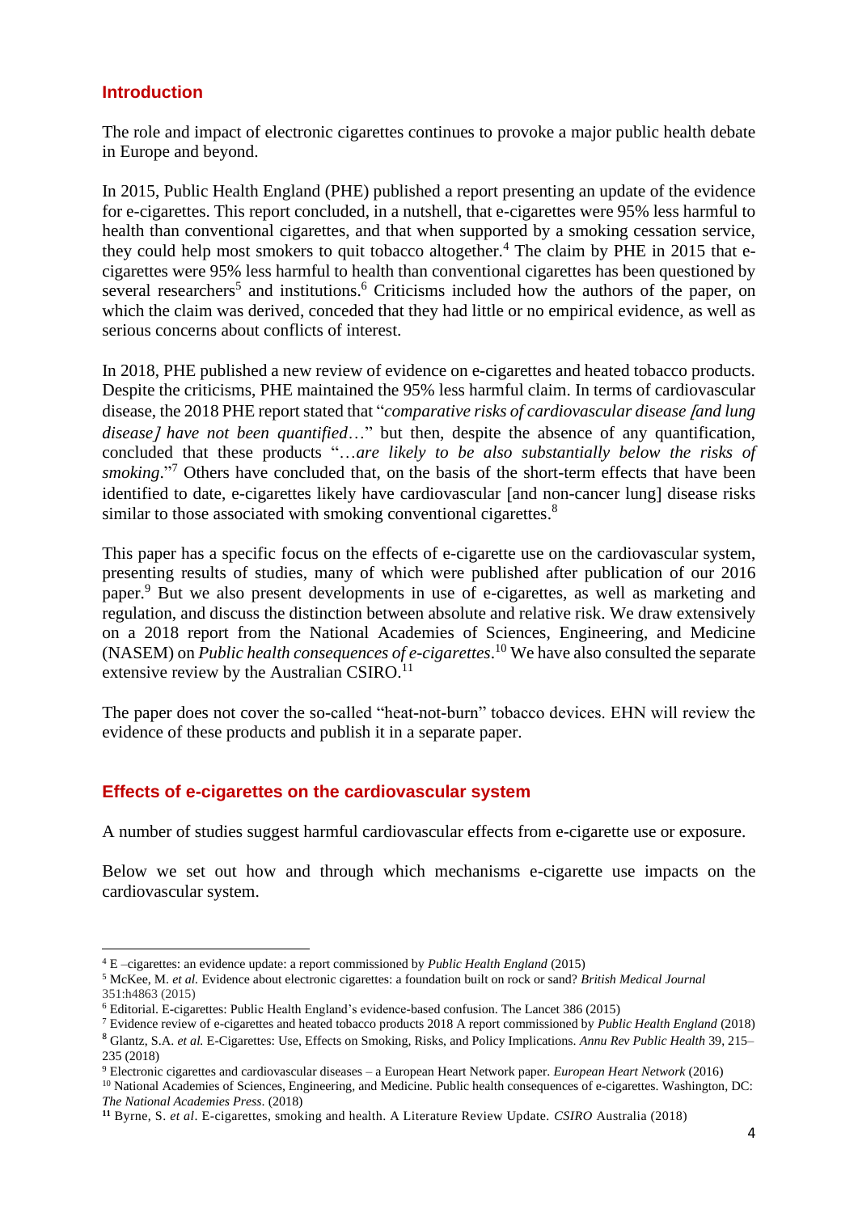## Introduction

The role and impact of electronic cigarettes continues to provoke a major public health debate in Europe and beyond.

In 2015, Public Health England (PHE) published a report presenting an update of the evidence for e-cigarettes. This report concluded, in a nutshell, that e-cigarettes were 95% less harmful to health than conventional cigarettes, and that when supported by a smoking cessation service, they could help most smokers to quit tobacco altogether.[4] The claim by PHE in 2015 that e-cigarettes were 95% less harmful to health than conventional cigarettes has been questioned by several researchers[5] and institutions.[6] Criticisms included how the authors of the paper, on which the claim was derived, conceded that they had little or no empirical evidence, as well as serious concerns about conflicts of interest.

In 2018, PHE published a new review of evidence on e-cigarettes and heated tobacco products. Despite the criticisms, PHE maintained the 95% less harmful claim. In terms of cardiovascular disease, the 2018 PHE report stated that "*comparative risks of cardiovascular disease [and lung disease] have not been quantified*…" but then, despite the absence of any quantification, concluded that these products "…*are likely to be also substantially below the risks of smoking*."[7] Others have concluded that, on the basis of the short-term effects that have been identified to date, e-cigarettes likely have cardiovascular [and non-cancer lung] disease risks similar to those associated with smoking conventional cigarettes.[8]

This paper has a specific focus on the effects of e-cigarette use on the cardiovascular system, presenting results of studies, many of which were published after publication of our 2016 paper.[9] But we also present developments in use of e-cigarettes, as well as marketing and regulation, and discuss the distinction between absolute and relative risk. We draw extensively on a 2018 report from the National Academies of Sciences, Engineering, and Medicine (NASEM) on *Public health consequences of e-cigarettes*.[10] We have also consulted the separate extensive review by the Australian CSIRO.[11]

The paper does not cover the so-called "heat-not-burn" tobacco devices. EHN will review the evidence of these products and publish it in a separate paper.

## Effects of e-cigarettes on the cardiovascular system

A number of studies suggest harmful cardiovascular effects from e-cigarette use or exposure.

Below we set out how and through which mechanisms e-cigarette use impacts on the cardiovascular system.

---

[4] E –cigarettes: an evidence update: a report commissioned by *Public Health England* (2015)

[5] McKee, M. *et al.* Evidence about electronic cigarettes: a foundation built on rock or sand? *British Medical Journal* 351:h4863 (2015)

[6] Editorial. E-cigarettes: Public Health England's evidence-based confusion. The Lancet 386 (2015)

[7] Evidence review of e-cigarettes and heated tobacco products 2018 A report commissioned by *Public Health England* (2018)

[8] Glantz, S.A. *et al.* E-Cigarettes: Use, Effects on Smoking, Risks, and Policy Implications. *Annu Rev Public Health* 39, 215–235 (2018)

[9] Electronic cigarettes and cardiovascular diseases – a European Heart Network paper. *European Heart Network* (2016)

[10] National Academies of Sciences, Engineering, and Medicine. Public health consequences of e-cigarettes. Washington, DC: *The National Academies Press*. (2018)

[11] Byrne, S. *et al*. E-cigarettes, smoking and health. A Literature Review Update. *CSIRO* Australia (2018)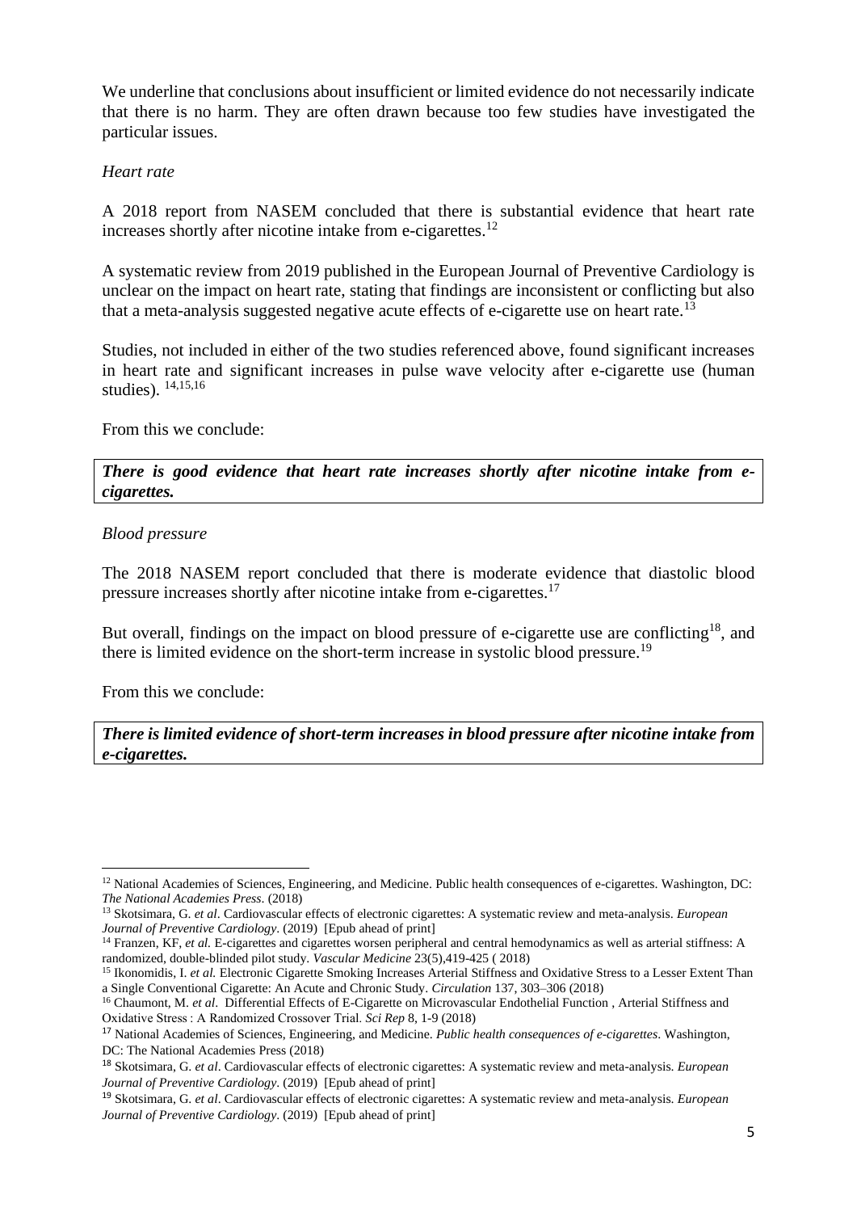We underline that conclusions about insufficient or limited evidence do not necessarily indicate that there is no harm. They are often drawn because too few studies have investigated the particular issues.

*Heart rate*

A 2018 report from NASEM concluded that there is substantial evidence that heart rate increases shortly after nicotine intake from e-cigarettes.[12]

A systematic review from 2019 published in the European Journal of Preventive Cardiology is unclear on the impact on heart rate, stating that findings are inconsistent or conflicting but also that a meta-analysis suggested negative acute effects of e-cigarette use on heart rate.[13]

Studies, not included in either of the two studies referenced above, found significant increases in heart rate and significant increases in pulse wave velocity after e-cigarette use (human studies). [14,15,16]

From this we conclude:

***There is good evidence that heart rate increases shortly after nicotine intake from e-cigarettes.***

*Blood pressure*

The 2018 NASEM report concluded that there is moderate evidence that diastolic blood pressure increases shortly after nicotine intake from e-cigarettes.[17]

But overall, findings on the impact on blood pressure of e-cigarette use are conflicting[18], and there is limited evidence on the short-term increase in systolic blood pressure.[19]

From this we conclude:

***There is limited evidence of short-term increases in blood pressure after nicotine intake from e-cigarettes.***

---

[12] National Academies of Sciences, Engineering, and Medicine. Public health consequences of e-cigarettes. Washington, DC: *The National Academies Press*. (2018)

[13] Skotsimara, G. *et al*. Cardiovascular effects of electronic cigarettes: A systematic review and meta-analysis. *European Journal of Preventive Cardiology*. (2019) [Epub ahead of print]

[14] Franzen, KF, *et al.* E-cigarettes and cigarettes worsen peripheral and central hemodynamics as well as arterial stiffness: A randomized, double-blinded pilot study. *Vascular Medicine* 23(5),419-425 ( 2018)

[15] Ikonomidis, I. *et al.* Electronic Cigarette Smoking Increases Arterial Stiffness and Oxidative Stress to a Lesser Extent Than a Single Conventional Cigarette: An Acute and Chronic Study. *Circulation* 137, 303–306 (2018)

[16] Chaumont, M. *et al*. Differential Effects of E-Cigarette on Microvascular Endothelial Function , Arterial Stiffness and Oxidative Stress : A Randomized Crossover Trial. *Sci Rep* 8, 1-9 (2018)

[17] National Academies of Sciences, Engineering, and Medicine. *Public health consequences of e-cigarettes*. Washington, DC: The National Academies Press (2018)

[18] Skotsimara, G. *et al*. Cardiovascular effects of electronic cigarettes: A systematic review and meta-analysis. *European Journal of Preventive Cardiology*. (2019) [Epub ahead of print]

[19] Skotsimara, G. *et al*. Cardiovascular effects of electronic cigarettes: A systematic review and meta-analysis. *European Journal of Preventive Cardiology*. (2019) [Epub ahead of print]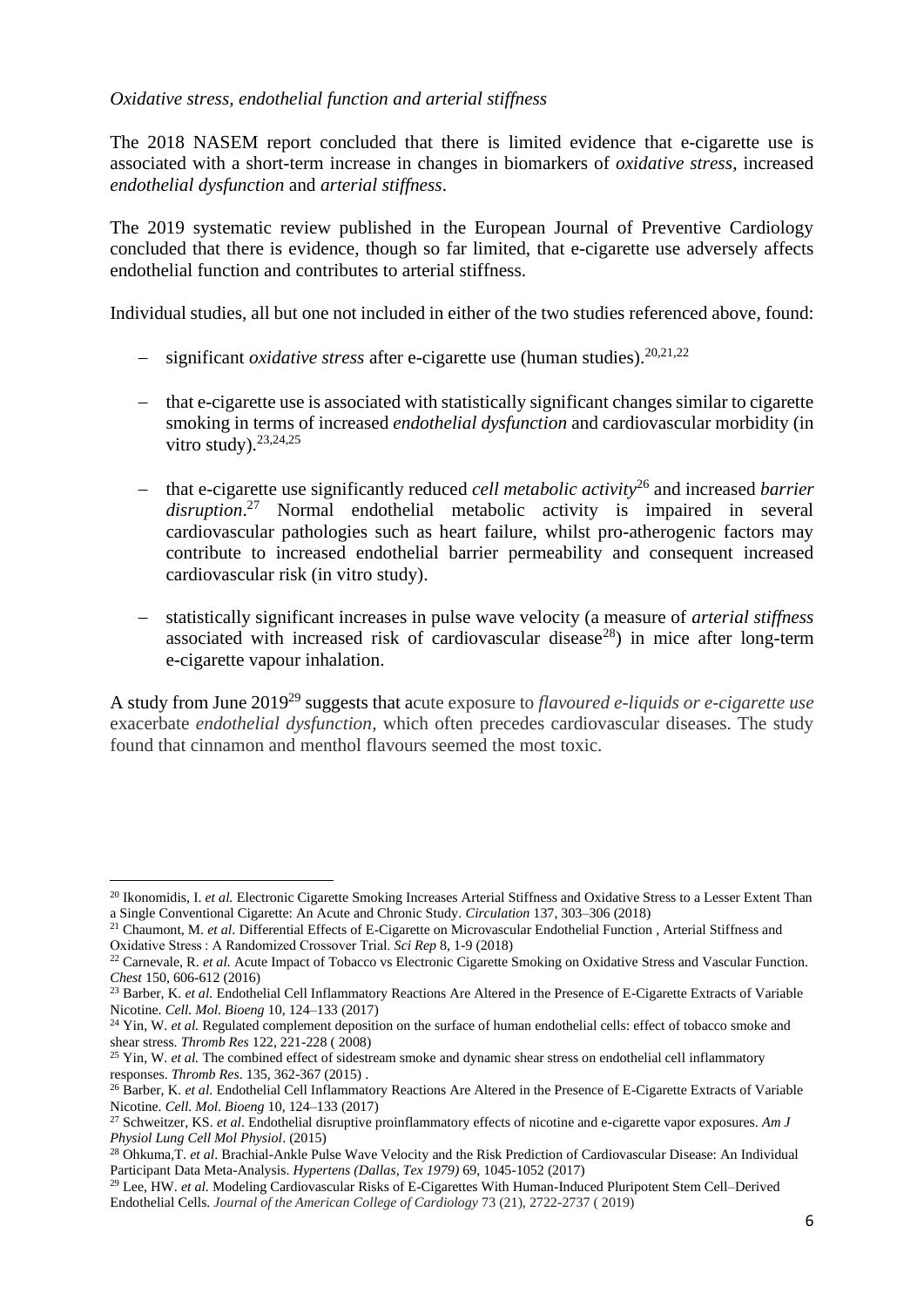*Oxidative stress, endothelial function and arterial stiffness*

The 2018 NASEM report concluded that there is limited evidence that e-cigarette use is associated with a short-term increase in changes in biomarkers of *oxidative stress*, increased *endothelial dysfunction* and *arterial stiffness*.

The 2019 systematic review published in the European Journal of Preventive Cardiology concluded that there is evidence, though so far limited, that e-cigarette use adversely affects endothelial function and contributes to arterial stiffness.

Individual studies, all but one not included in either of the two studies referenced above, found:

- significant *oxidative stress* after e-cigarette use (human studies).[20,21,22]
- that e-cigarette use is associated with statistically significant changes similar to cigarette smoking in terms of increased *endothelial dysfunction* and cardiovascular morbidity (in vitro study).[23,24,25]
- that e-cigarette use significantly reduced *cell metabolic activity*[26] and increased *barrier disruption*.[27] Normal endothelial metabolic activity is impaired in several cardiovascular pathologies such as heart failure, whilst pro-atherogenic factors may contribute to increased endothelial barrier permeability and consequent increased cardiovascular risk (in vitro study).
- statistically significant increases in pulse wave velocity (a measure of *arterial stiffness* associated with increased risk of cardiovascular disease[28]) in mice after long-term e-cigarette vapour inhalation.

A study from June 2019[29] suggests that acute exposure to *flavoured e-liquids or e-cigarette use* exacerbate *endothelial dysfunction*, which often precedes cardiovascular diseases. The study found that cinnamon and menthol flavours seemed the most toxic.

---

[20] Ikonomidis, I. *et al.* Electronic Cigarette Smoking Increases Arterial Stiffness and Oxidative Stress to a Lesser Extent Than a Single Conventional Cigarette: An Acute and Chronic Study. *Circulation* 137, 303–306 (2018)

[21] Chaumont, M. *et al*. Differential Effects of E-Cigarette on Microvascular Endothelial Function , Arterial Stiffness and Oxidative Stress : A Randomized Crossover Trial. *Sci Rep* 8, 1-9 (2018)

[22] Carnevale, R. *et al.* Acute Impact of Tobacco vs Electronic Cigarette Smoking on Oxidative Stress and Vascular Function. *Chest* 150, 606-612 (2016)

[23] Barber, K. *et al.* Endothelial Cell Inflammatory Reactions Are Altered in the Presence of E-Cigarette Extracts of Variable Nicotine. *Cell. Mol. Bioeng* 10, 124–133 (2017)

[24] Yin, W. *et al.* Regulated complement deposition on the surface of human endothelial cells: effect of tobacco smoke and shear stress. *Thromb Res* 122, 221-228 ( 2008)

[25] Yin, W. *et al.* The combined effect of sidestream smoke and dynamic shear stress on endothelial cell inflammatory responses. *Thromb Res*. 135, 362-367 (2015) .

[26] Barber, K. *et al.* Endothelial Cell Inflammatory Reactions Are Altered in the Presence of E-Cigarette Extracts of Variable Nicotine. *Cell. Mol. Bioeng* 10, 124–133 (2017)

[27] Schweitzer, KS. *et al*. Endothelial disruptive proinflammatory effects of nicotine and e-cigarette vapor exposures. *Am J Physiol Lung Cell Mol Physiol*. (2015)

[28] Ohkuma,T. *et al*. Brachial-Ankle Pulse Wave Velocity and the Risk Prediction of Cardiovascular Disease: An Individual Participant Data Meta-Analysis. *Hypertens (Dallas, Tex 1979)* 69, 1045-1052 (2017)

[29] Lee, HW. *et al.* Modeling Cardiovascular Risks of E-Cigarettes With Human-Induced Pluripotent Stem Cell–Derived Endothelial Cells*. Journal of the American College of Cardiology* 73 (21), 2722-2737 ( 2019)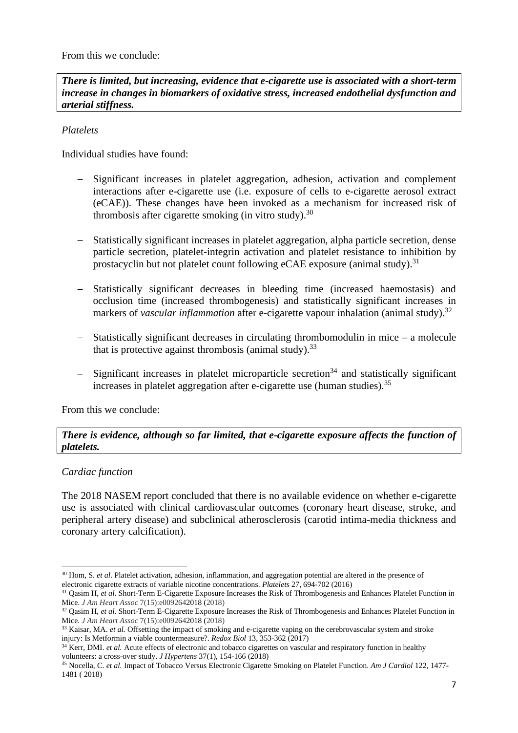From this we conclude:

***There is limited, but increasing, evidence that e-cigarette use is associated with a short-term increase in changes in biomarkers of oxidative stress, increased endothelial dysfunction and arterial stiffness.***

*Platelets*

Individual studies have found:

- Significant increases in platelet aggregation, adhesion, activation and complement interactions after e-cigarette use (i.e. exposure of cells to e-cigarette aerosol extract (eCAE)). These changes have been invoked as a mechanism for increased risk of thrombosis after cigarette smoking (in vitro study).[30]

- Statistically significant increases in platelet aggregation, alpha particle secretion, dense particle secretion, platelet-integrin activation and platelet resistance to inhibition by prostacyclin but not platelet count following eCAE exposure (animal study).[31]

- Statistically significant decreases in bleeding time (increased haemostasis) and occlusion time (increased thrombogenesis) and statistically significant increases in markers of *vascular inflammation* after e-cigarette vapour inhalation (animal study).[32]

- Statistically significant decreases in circulating thrombomodulin in mice – a molecule that is protective against thrombosis (animal study).[33]

- Significant increases in platelet microparticle secretion[34] and statistically significant increases in platelet aggregation after e-cigarette use (human studies).[35]

From this we conclude:

***There is evidence, although so far limited, that e-cigarette exposure affects the function of platelets.***

*Cardiac function*

The 2018 NASEM report concluded that there is no available evidence on whether e-cigarette use is associated with clinical cardiovascular outcomes (coronary heart disease, stroke, and peripheral artery disease) and subclinical atherosclerosis (carotid intima-media thickness and coronary artery calcification).

---

[30] Hom, S. *et al.* Platelet activation, adhesion, inflammation, and aggregation potential are altered in the presence of electronic cigarette extracts of variable nicotine concentrations. *Platelets* 27, 694-702 (2016)

[31] Qasim H, *et al.* Short-Term E-Cigarette Exposure Increases the Risk of Thrombogenesis and Enhances Platelet Function in Mice. *J Am Heart Assoc* 7(15):e0092642018 (2018)

[32] Qasim H, *et al.* Short-Term E-Cigarette Exposure Increases the Risk of Thrombogenesis and Enhances Platelet Function in Mice. *J Am Heart Assoc* 7(15):e0092642018 (2018)

[33] Kaisar, MA. *et al.* Offsetting the impact of smoking and e-cigarette vaping on the cerebrovascular system and stroke injury: Is Metformin a viable countermeasure?. *Redox Biol* 13, 353-362 (2017)

[34] Kerr, DMI. *et al.* Acute effects of electronic and tobacco cigarettes on vascular and respiratory function in healthy volunteers: a cross-over study. *J Hypertens* 37(1), 154-166 (2018)

[35] Nocella, C. *et al.* Impact of Tobacco Versus Electronic Cigarette Smoking on Platelet Function. *Am J Cardiol* 122, 1477-1481 ( 2018)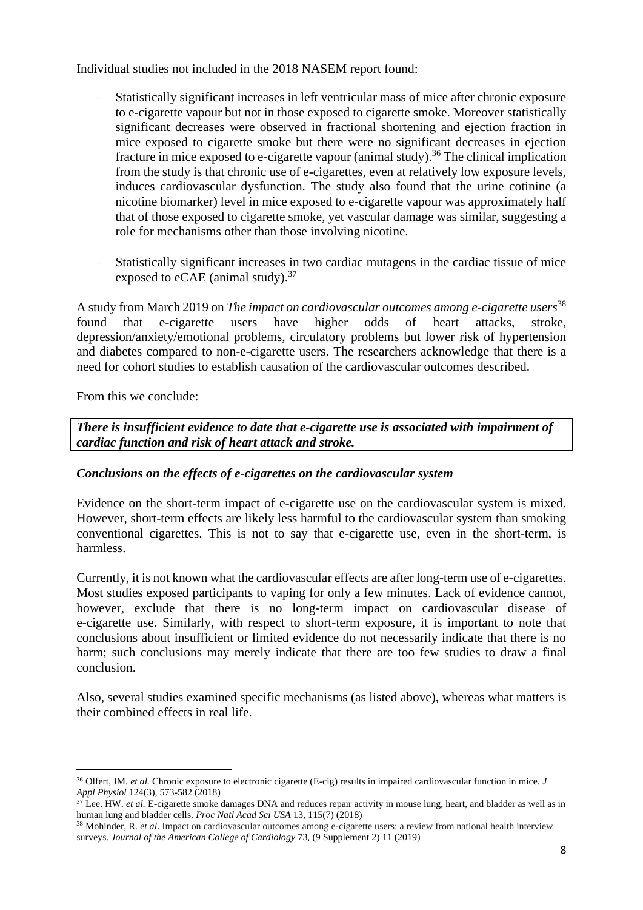Individual studies not included in the 2018 NASEM report found:

- Statistically significant increases in left ventricular mass of mice after chronic exposure to e-cigarette vapour but not in those exposed to cigarette smoke. Moreover statistically significant decreases were observed in fractional shortening and ejection fraction in mice exposed to cigarette smoke but there were no significant decreases in ejection fracture in mice exposed to e-cigarette vapour (animal study).[36] The clinical implication from the study is that chronic use of e-cigarettes, even at relatively low exposure levels, induces cardiovascular dysfunction. The study also found that the urine cotinine (a nicotine biomarker) level in mice exposed to e-cigarette vapour was approximately half that of those exposed to cigarette smoke, yet vascular damage was similar, suggesting a role for mechanisms other than those involving nicotine.

- Statistically significant increases in two cardiac mutagens in the cardiac tissue of mice exposed to eCAE (animal study).[37]

A study from March 2019 on *The impact on cardiovascular outcomes among e-cigarette users*[38] found that e-cigarette users have higher odds of heart attacks, stroke, depression/anxiety/emotional problems, circulatory problems but lower risk of hypertension and diabetes compared to non-e-cigarette users. The researchers acknowledge that there is a need for cohort studies to establish causation of the cardiovascular outcomes described.

From this we conclude:

***There is insufficient evidence to date that e-cigarette use is associated with impairment of cardiac function and risk of heart attack and stroke.***

***Conclusions on the effects of e-cigarettes on the cardiovascular system***

Evidence on the short-term impact of e-cigarette use on the cardiovascular system is mixed. However, short-term effects are likely less harmful to the cardiovascular system than smoking conventional cigarettes. This is not to say that e-cigarette use, even in the short-term, is harmless.

Currently, it is not known what the cardiovascular effects are after long-term use of e-cigarettes. Most studies exposed participants to vaping for only a few minutes. Lack of evidence cannot, however, exclude that there is no long-term impact on cardiovascular disease of e-cigarette use. Similarly, with respect to short-term exposure, it is important to note that conclusions about insufficient or limited evidence do not necessarily indicate that there is no harm; such conclusions may merely indicate that there are too few studies to draw a final conclusion.

Also, several studies examined specific mechanisms (as listed above), whereas what matters is their combined effects in real life.

---

[36] Olfert, IM. *et al.* Chronic exposure to electronic cigarette (E-cig) results in impaired cardiovascular function in mice. *J Appl Physiol* 124(3), 573-582 (2018)

[37] Lee. HW. *et al.* E-cigarette smoke damages DNA and reduces repair activity in mouse lung, heart, and bladder as well as in human lung and bladder cells. *Proc Natl Acad Sci USA* 13, 115(7) (2018)

[38] Mohinder, R. *et al*. Impact on cardiovascular outcomes among e-cigarette users: a review from national health interview surveys. *Journal of the American College of Cardiology* 73, (9 Supplement 2) 11 (2019)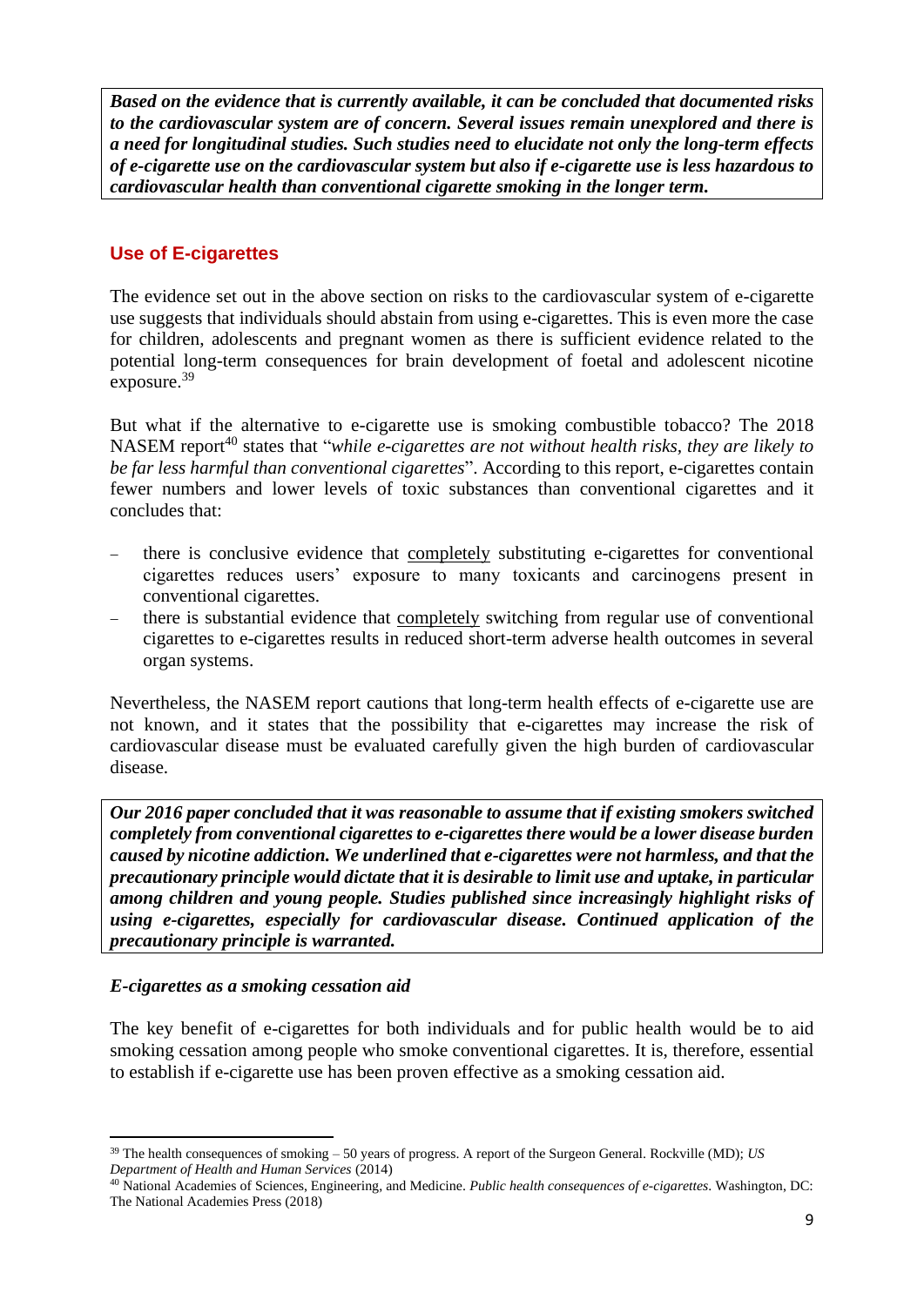***Based on the evidence that is currently available, it can be concluded that documented risks to the cardiovascular system are of concern. Several issues remain unexplored and there is a need for longitudinal studies. Such studies need to elucidate not only the long-term effects of e-cigarette use on the cardiovascular system but also if e-cigarette use is less hazardous to cardiovascular health than conventional cigarette smoking in the longer term.***

## Use of E-cigarettes

The evidence set out in the above section on risks to the cardiovascular system of e-cigarette use suggests that individuals should abstain from using e-cigarettes. This is even more the case for children, adolescents and pregnant women as there is sufficient evidence related to the potential long-term consequences for brain development of foetal and adolescent nicotine exposure.[39]

But what if the alternative to e-cigarette use is smoking combustible tobacco? The 2018 NASEM report[40] states that "*while e-cigarettes are not without health risks, they are likely to be far less harmful than conventional cigarettes*". According to this report, e-cigarettes contain fewer numbers and lower levels of toxic substances than conventional cigarettes and it concludes that:

- there is conclusive evidence that <u>completely</u> substituting e-cigarettes for conventional cigarettes reduces users' exposure to many toxicants and carcinogens present in conventional cigarettes.
- there is substantial evidence that <u>completely</u> switching from regular use of conventional cigarettes to e-cigarettes results in reduced short-term adverse health outcomes in several organ systems.

Nevertheless, the NASEM report cautions that long-term health effects of e-cigarette use are not known, and it states that the possibility that e-cigarettes may increase the risk of cardiovascular disease must be evaluated carefully given the high burden of cardiovascular disease.

***Our 2016 paper concluded that it was reasonable to assume that if existing smokers switched completely from conventional cigarettes to e-cigarettes there would be a lower disease burden caused by nicotine addiction. We underlined that e-cigarettes were not harmless, and that the precautionary principle would dictate that it is desirable to limit use and uptake, in particular among children and young people. Studies published since increasingly highlight risks of using e-cigarettes, especially for cardiovascular disease. Continued application of the precautionary principle is warranted.***

### *E-cigarettes as a smoking cessation aid*

The key benefit of e-cigarettes for both individuals and for public health would be to aid smoking cessation among people who smoke conventional cigarettes. It is, therefore, essential to establish if e-cigarette use has been proven effective as a smoking cessation aid.

---

[39] The health consequences of smoking – 50 years of progress. A report of the Surgeon General. Rockville (MD); *US Department of Health and Human Services* (2014)

[40] National Academies of Sciences, Engineering, and Medicine. *Public health consequences of e-cigarettes*. Washington, DC: The National Academies Press (2018)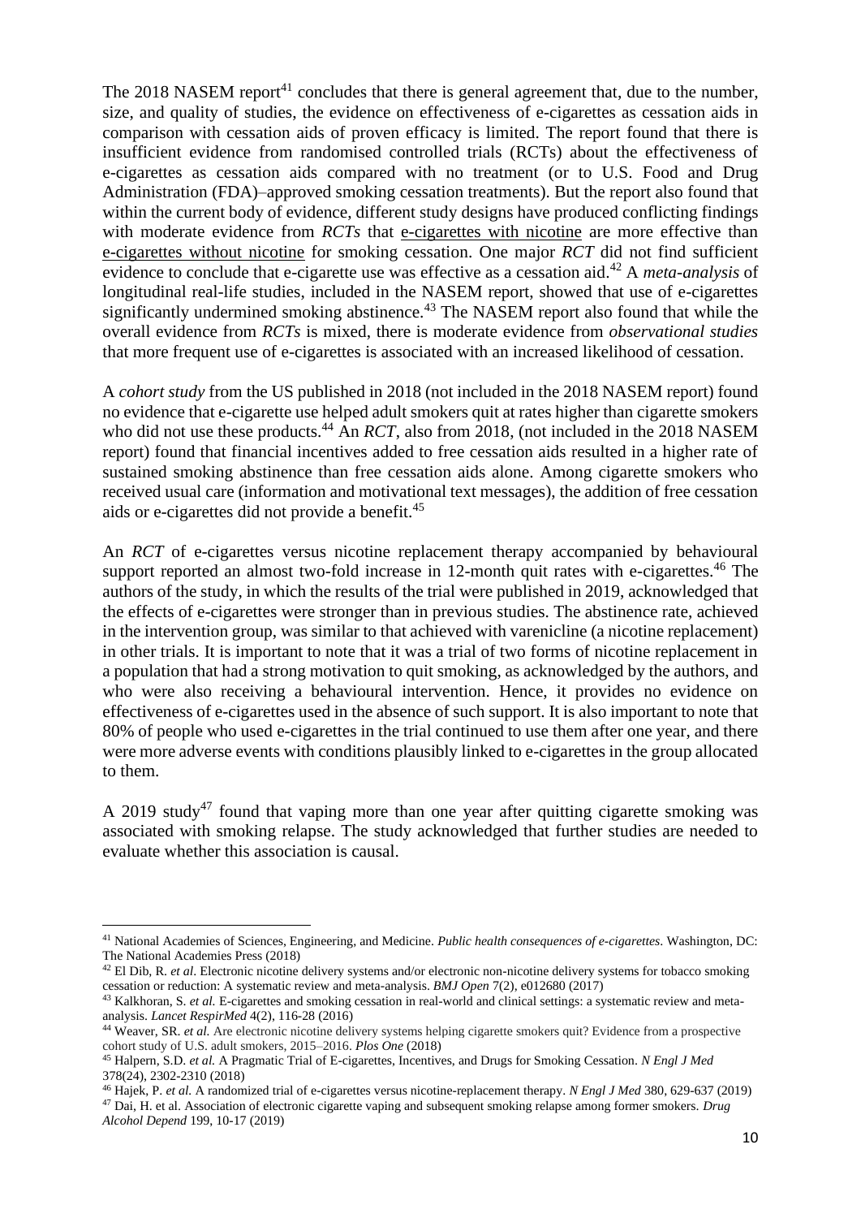The 2018 NASEM report[41] concludes that there is general agreement that, due to the number, size, and quality of studies, the evidence on effectiveness of e-cigarettes as cessation aids in comparison with cessation aids of proven efficacy is limited. The report found that there is insufficient evidence from randomised controlled trials (RCTs) about the effectiveness of e-cigarettes as cessation aids compared with no treatment (or to U.S. Food and Drug Administration (FDA)–approved smoking cessation treatments). But the report also found that within the current body of evidence, different study designs have produced conflicting findings with moderate evidence from *RCTs* that e-cigarettes with nicotine are more effective than e-cigarettes without nicotine for smoking cessation. One major *RCT* did not find sufficient evidence to conclude that e-cigarette use was effective as a cessation aid.[42] A *meta-analysis* of longitudinal real-life studies, included in the NASEM report, showed that use of e-cigarettes significantly undermined smoking abstinence.[43] The NASEM report also found that while the overall evidence from *RCTs* is mixed, there is moderate evidence from *observational studies* that more frequent use of e-cigarettes is associated with an increased likelihood of cessation.

A *cohort study* from the US published in 2018 (not included in the 2018 NASEM report) found no evidence that e-cigarette use helped adult smokers quit at rates higher than cigarette smokers who did not use these products.[44] An *RCT*, also from 2018, (not included in the 2018 NASEM report) found that financial incentives added to free cessation aids resulted in a higher rate of sustained smoking abstinence than free cessation aids alone. Among cigarette smokers who received usual care (information and motivational text messages), the addition of free cessation aids or e-cigarettes did not provide a benefit.[45]

An *RCT* of e-cigarettes versus nicotine replacement therapy accompanied by behavioural support reported an almost two-fold increase in 12-month quit rates with e-cigarettes.[46] The authors of the study, in which the results of the trial were published in 2019, acknowledged that the effects of e-cigarettes were stronger than in previous studies. The abstinence rate, achieved in the intervention group, was similar to that achieved with varenicline (a nicotine replacement) in other trials. It is important to note that it was a trial of two forms of nicotine replacement in a population that had a strong motivation to quit smoking, as acknowledged by the authors, and who were also receiving a behavioural intervention. Hence, it provides no evidence on effectiveness of e-cigarettes used in the absence of such support. It is also important to note that 80% of people who used e-cigarettes in the trial continued to use them after one year, and there were more adverse events with conditions plausibly linked to e-cigarettes in the group allocated to them.

A 2019 study[47] found that vaping more than one year after quitting cigarette smoking was associated with smoking relapse. The study acknowledged that further studies are needed to evaluate whether this association is causal.

---

[41] National Academies of Sciences, Engineering, and Medicine. *Public health consequences of e-cigarettes*. Washington, DC: The National Academies Press (2018)

[42] El Dib, R. *et al*. Electronic nicotine delivery systems and/or electronic non-nicotine delivery systems for tobacco smoking cessation or reduction: A systematic review and meta-analysis. *BMJ Open* 7(2), e012680 (2017)

[43] Kalkhoran, S. *et al.* E-cigarettes and smoking cessation in real-world and clinical settings: a systematic review and meta-analysis. *Lancet RespirMed* 4(2), 116-28 (2016)

[44] Weaver, SR. *et al.* Are electronic nicotine delivery systems helping cigarette smokers quit? Evidence from a prospective cohort study of U.S. adult smokers, 2015–2016. *Plos One* (2018)

[45] Halpern, S.D. *et al.* A Pragmatic Trial of E-cigarettes, Incentives, and Drugs for Smoking Cessation. *N Engl J Med* 378(24), 2302-2310 (2018)

[46] Hajek, P. *et al.* A randomized trial of e-cigarettes versus nicotine-replacement therapy. *N Engl J Med* 380, 629-637 (2019)

[47] Dai, H. et al. Association of electronic cigarette vaping and subsequent smoking relapse among former smokers. *Drug Alcohol Depend* 199, 10-17 (2019)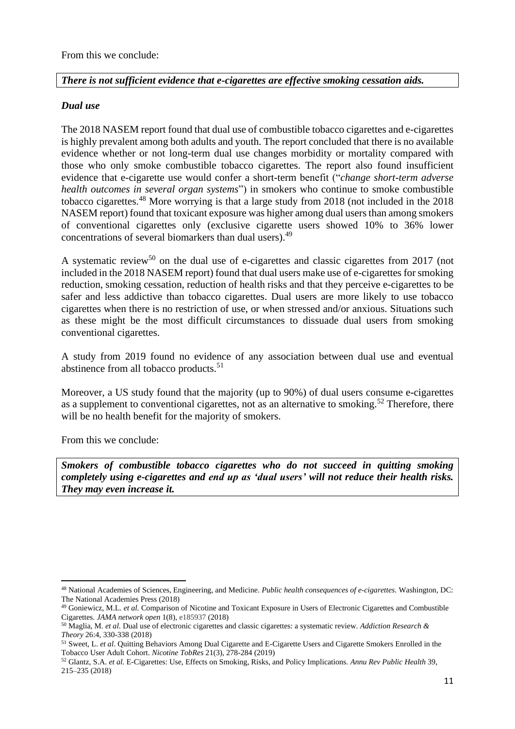From this we conclude:

***There is not sufficient evidence that e-cigarettes are effective smoking cessation aids.***

### *Dual use*

The 2018 NASEM report found that dual use of combustible tobacco cigarettes and e-cigarettes is highly prevalent among both adults and youth. The report concluded that there is no available evidence whether or not long-term dual use changes morbidity or mortality compared with those who only smoke combustible tobacco cigarettes. The report also found insufficient evidence that e-cigarette use would confer a short-term benefit ("*change short-term adverse health outcomes in several organ systems*") in smokers who continue to smoke combustible tobacco cigarettes.[48] More worrying is that a large study from 2018 (not included in the 2018 NASEM report) found that toxicant exposure was higher among dual users than among smokers of conventional cigarettes only (exclusive cigarette users showed 10% to 36% lower concentrations of several biomarkers than dual users).[49]

A systematic review[50] on the dual use of e-cigarettes and classic cigarettes from 2017 (not included in the 2018 NASEM report) found that dual users make use of e-cigarettes for smoking reduction, smoking cessation, reduction of health risks and that they perceive e-cigarettes to be safer and less addictive than tobacco cigarettes. Dual users are more likely to use tobacco cigarettes when there is no restriction of use, or when stressed and/or anxious. Situations such as these might be the most difficult circumstances to dissuade dual users from smoking conventional cigarettes.

A study from 2019 found no evidence of any association between dual use and eventual abstinence from all tobacco products.[51]

Moreover, a US study found that the majority (up to 90%) of dual users consume e-cigarettes as a supplement to conventional cigarettes, not as an alternative to smoking.[52] Therefore, there will be no health benefit for the majority of smokers.

From this we conclude:

***Smokers of combustible tobacco cigarettes who do not succeed in quitting smoking completely using e-cigarettes and end up as 'dual users' will not reduce their health risks. They may even increase it.***

---

[48] National Academies of Sciences, Engineering, and Medicine. *Public health consequences of e-cigarettes*. Washington, DC: The National Academies Press (2018)

[49] Goniewicz, M.L. *et al.* Comparison of Nicotine and Toxicant Exposure in Users of Electronic Cigarettes and Combustible Cigarettes. *JAMA network open* 1(8), e185937 (2018)

[50] Maglia, M. *et al.* Dual use of electronic cigarettes and classic cigarettes: a systematic review. *Addiction Research & Theory* 26:4, 330-338 (2018)

[51] Sweet, L. *et al*. Quitting Behaviors Among Dual Cigarette and E-Cigarette Users and Cigarette Smokers Enrolled in the Tobacco User Adult Cohort. *Nicotine TobRes* 21(3), 278-284 (2019)

[52] Glantz, S.A. *et al.* E-Cigarettes: Use, Effects on Smoking, Risks, and Policy Implications. *Annu Rev Public Health* 39, 215–235 (2018)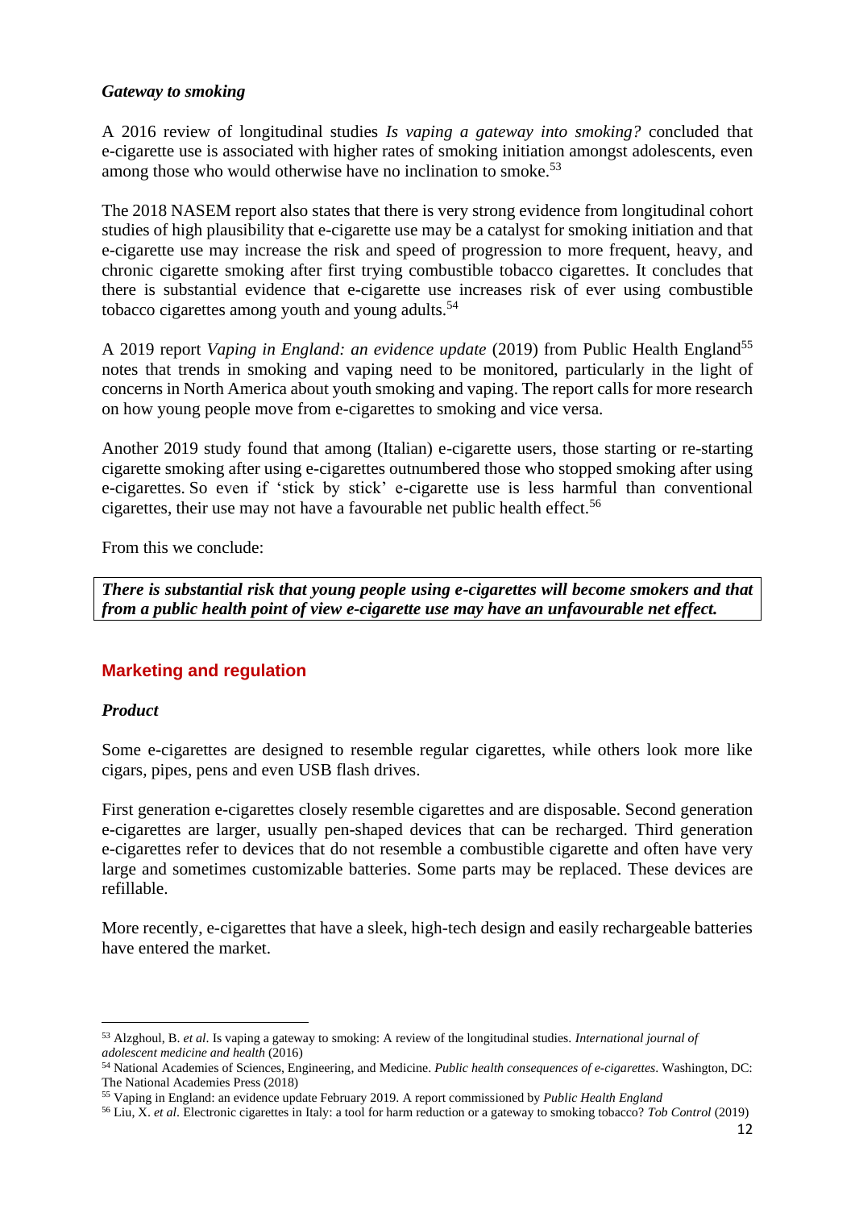### *Gateway to smoking*

A 2016 review of longitudinal studies *Is vaping a gateway into smoking?* concluded that e-cigarette use is associated with higher rates of smoking initiation amongst adolescents, even among those who would otherwise have no inclination to smoke.[53]

The 2018 NASEM report also states that there is very strong evidence from longitudinal cohort studies of high plausibility that e-cigarette use may be a catalyst for smoking initiation and that e-cigarette use may increase the risk and speed of progression to more frequent, heavy, and chronic cigarette smoking after first trying combustible tobacco cigarettes. It concludes that there is substantial evidence that e-cigarette use increases risk of ever using combustible tobacco cigarettes among youth and young adults.[54]

A 2019 report *Vaping in England: an evidence update* (2019) from Public Health England[55] notes that trends in smoking and vaping need to be monitored, particularly in the light of concerns in North America about youth smoking and vaping. The report calls for more research on how young people move from e-cigarettes to smoking and vice versa.

Another 2019 study found that among (Italian) e-cigarette users, those starting or re-starting cigarette smoking after using e-cigarettes outnumbered those who stopped smoking after using e-cigarettes. So even if 'stick by stick' e-cigarette use is less harmful than conventional cigarettes, their use may not have a favourable net public health effect.[56]

From this we conclude:

***There is substantial risk that young people using e-cigarettes will become smokers and that from a public health point of view e-cigarette use may have an unfavourable net effect.***

## Marketing and regulation

### *Product*

Some e-cigarettes are designed to resemble regular cigarettes, while others look more like cigars, pipes, pens and even USB flash drives.

First generation e-cigarettes closely resemble cigarettes and are disposable. Second generation e-cigarettes are larger, usually pen-shaped devices that can be recharged. Third generation e-cigarettes refer to devices that do not resemble a combustible cigarette and often have very large and sometimes customizable batteries. Some parts may be replaced. These devices are refillable.

More recently, e-cigarettes that have a sleek, high-tech design and easily rechargeable batteries have entered the market.

---

[53] Alzghoul, B. *et al*. Is vaping a gateway to smoking: A review of the longitudinal studies. *International journal of adolescent medicine and health* (2016)

[54] National Academies of Sciences, Engineering, and Medicine. *Public health consequences of e-cigarettes*. Washington, DC: The National Academies Press (2018)

[55] Vaping in England: an evidence update February 2019. A report commissioned by *Public Health England*

[56] Liu, X. *et al*. Electronic cigarettes in Italy: a tool for harm reduction or a gateway to smoking tobacco? *Tob Control* (2019)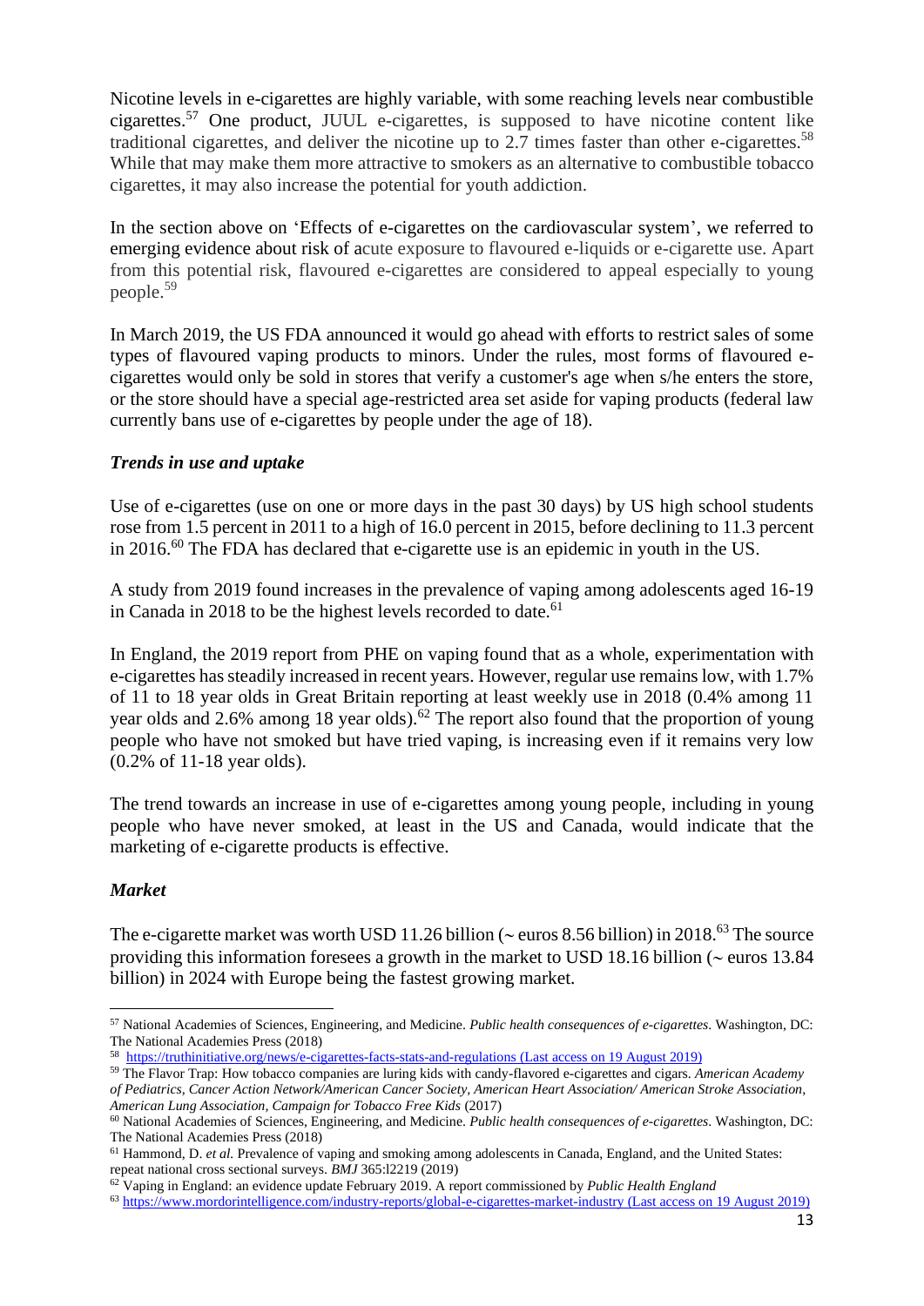Nicotine levels in e-cigarettes are highly variable, with some reaching levels near combustible cigarettes.[57] One product, JUUL e-cigarettes, is supposed to have nicotine content like traditional cigarettes, and deliver the nicotine up to 2.7 times faster than other e-cigarettes.[58] While that may make them more attractive to smokers as an alternative to combustible tobacco cigarettes, it may also increase the potential for youth addiction.

In the section above on 'Effects of e-cigarettes on the cardiovascular system', we referred to emerging evidence about risk of acute exposure to flavoured e-liquids or e-cigarette use. Apart from this potential risk, flavoured e-cigarettes are considered to appeal especially to young people.[59]

In March 2019, the US FDA announced it would go ahead with efforts to restrict sales of some types of flavoured vaping products to minors. Under the rules, most forms of flavoured e-cigarettes would only be sold in stores that verify a customer's age when s/he enters the store, or the store should have a special age-restricted area set aside for vaping products (federal law currently bans use of e-cigarettes by people under the age of 18).

### *Trends in use and uptake*

Use of e-cigarettes (use on one or more days in the past 30 days) by US high school students rose from 1.5 percent in 2011 to a high of 16.0 percent in 2015, before declining to 11.3 percent in 2016.[60] The FDA has declared that e-cigarette use is an epidemic in youth in the US.

A study from 2019 found increases in the prevalence of vaping among adolescents aged 16-19 in Canada in 2018 to be the highest levels recorded to date.[61]

In England, the 2019 report from PHE on vaping found that as a whole, experimentation with e-cigarettes has steadily increased in recent years. However, regular use remains low, with 1.7% of 11 to 18 year olds in Great Britain reporting at least weekly use in 2018 (0.4% among 11 year olds and 2.6% among 18 year olds).[62] The report also found that the proportion of young people who have not smoked but have tried vaping, is increasing even if it remains very low (0.2% of 11-18 year olds).

The trend towards an increase in use of e-cigarettes among young people, including in young people who have never smoked, at least in the US and Canada, would indicate that the marketing of e-cigarette products is effective.

### *Market*

The e-cigarette market was worth USD 11.26 billion (~ euros 8.56 billion) in 2018.[63] The source providing this information foresees a growth in the market to USD 18.16 billion (~ euros 13.84 billion) in 2024 with Europe being the fastest growing market.

---

[57] National Academies of Sciences, Engineering, and Medicine. *Public health consequences of e-cigarettes*. Washington, DC: The National Academies Press (2018)

[58] https://truthinitiative.org/news/e-cigarettes-facts-stats-and-regulations (Last access on 19 August 2019)

[59] The Flavor Trap: How tobacco companies are luring kids with candy-flavored e-cigarettes and cigars. *American Academy of Pediatrics, Cancer Action Network/American Cancer Society, American Heart Association/ American Stroke Association, American Lung Association, Campaign for Tobacco Free Kids* (2017)

[60] National Academies of Sciences, Engineering, and Medicine. *Public health consequences of e-cigarettes*. Washington, DC: The National Academies Press (2018)

[61] Hammond, D. *et al.* Prevalence of vaping and smoking among adolescents in Canada, England, and the United States: repeat national cross sectional surveys. *BMJ* 365:l2219 (2019)

[62] Vaping in England: an evidence update February 2019. A report commissioned by *Public Health England*

[63] https://www.mordorintelligence.com/industry-reports/global-e-cigarettes-market-industry (Last access on 19 August 2019)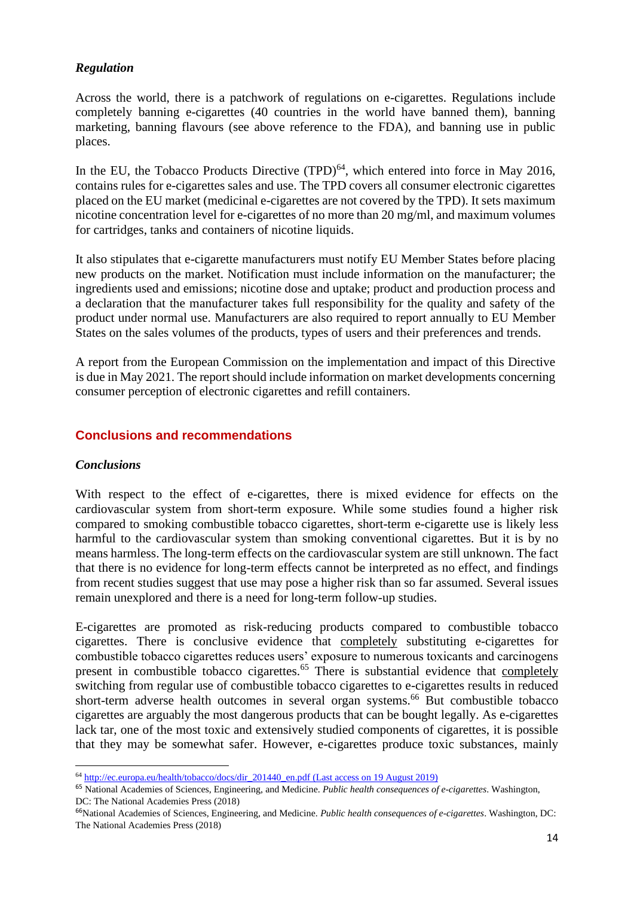### *Regulation*

Across the world, there is a patchwork of regulations on e-cigarettes. Regulations include completely banning e-cigarettes (40 countries in the world have banned them), banning marketing, banning flavours (see above reference to the FDA), and banning use in public places.

In the EU, the Tobacco Products Directive (TPD)[64], which entered into force in May 2016, contains rules for e-cigarettes sales and use. The TPD covers all consumer electronic cigarettes placed on the EU market (medicinal e-cigarettes are not covered by the TPD). It sets maximum nicotine concentration level for e-cigarettes of no more than 20 mg/ml, and maximum volumes for cartridges, tanks and containers of nicotine liquids.

It also stipulates that e-cigarette manufacturers must notify EU Member States before placing new products on the market. Notification must include information on the manufacturer; the ingredients used and emissions; nicotine dose and uptake; product and production process and a declaration that the manufacturer takes full responsibility for the quality and safety of the product under normal use. Manufacturers are also required to report annually to EU Member States on the sales volumes of the products, types of users and their preferences and trends.

A report from the European Commission on the implementation and impact of this Directive is due in May 2021. The report should include information on market developments concerning consumer perception of electronic cigarettes and refill containers.

## Conclusions and recommendations

### *Conclusions*

With respect to the effect of e-cigarettes, there is mixed evidence for effects on the cardiovascular system from short-term exposure. While some studies found a higher risk compared to smoking combustible tobacco cigarettes, short-term e-cigarette use is likely less harmful to the cardiovascular system than smoking conventional cigarettes. But it is by no means harmless. The long-term effects on the cardiovascular system are still unknown. The fact that there is no evidence for long-term effects cannot be interpreted as no effect, and findings from recent studies suggest that use may pose a higher risk than so far assumed. Several issues remain unexplored and there is a need for long-term follow-up studies.

E-cigarettes are promoted as risk-reducing products compared to combustible tobacco cigarettes. There is conclusive evidence that <u>completely</u> substituting e-cigarettes for combustible tobacco cigarettes reduces users' exposure to numerous toxicants and carcinogens present in combustible tobacco cigarettes.[65] There is substantial evidence that <u>completely</u> switching from regular use of combustible tobacco cigarettes to e-cigarettes results in reduced short-term adverse health outcomes in several organ systems.[66] But combustible tobacco cigarettes are arguably the most dangerous products that can be bought legally. As e-cigarettes lack tar, one of the most toxic and extensively studied components of cigarettes, it is possible that they may be somewhat safer. However, e-cigarettes produce toxic substances, mainly

---

[64] http://ec.europa.eu/health/tobacco/docs/dir_201440_en.pdf (Last access on 19 August 2019)

[65] National Academies of Sciences, Engineering, and Medicine. *Public health consequences of e-cigarettes*. Washington, DC: The National Academies Press (2018)

[66] National Academies of Sciences, Engineering, and Medicine. *Public health consequences of e-cigarettes*. Washington, DC: The National Academies Press (2018)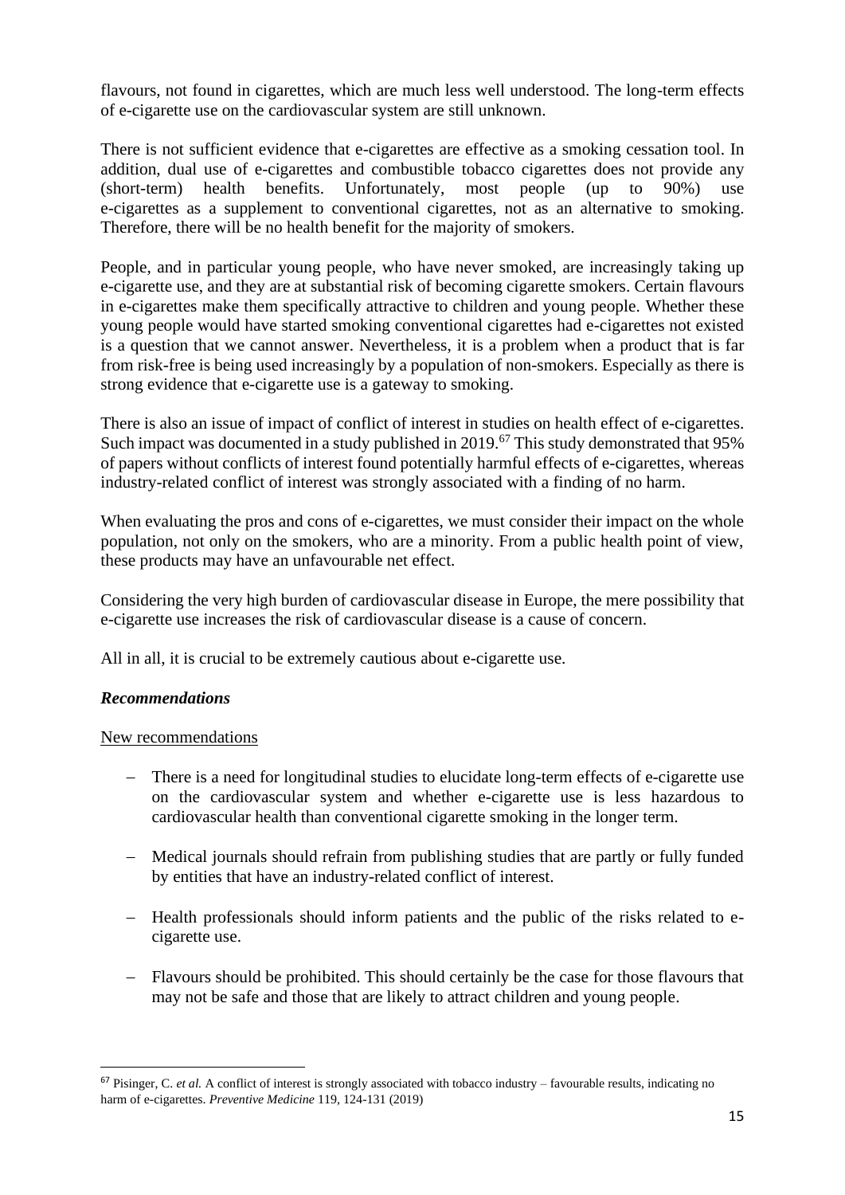flavours, not found in cigarettes, which are much less well understood. The long-term effects of e-cigarette use on the cardiovascular system are still unknown.

There is not sufficient evidence that e-cigarettes are effective as a smoking cessation tool. In addition, dual use of e-cigarettes and combustible tobacco cigarettes does not provide any (short-term) health benefits. Unfortunately, most people (up to 90%) use e-cigarettes as a supplement to conventional cigarettes, not as an alternative to smoking. Therefore, there will be no health benefit for the majority of smokers.

People, and in particular young people, who have never smoked, are increasingly taking up e-cigarette use, and they are at substantial risk of becoming cigarette smokers. Certain flavours in e-cigarettes make them specifically attractive to children and young people. Whether these young people would have started smoking conventional cigarettes had e-cigarettes not existed is a question that we cannot answer. Nevertheless, it is a problem when a product that is far from risk-free is being used increasingly by a population of non-smokers. Especially as there is strong evidence that e-cigarette use is a gateway to smoking.

There is also an issue of impact of conflict of interest in studies on health effect of e-cigarettes. Such impact was documented in a study published in 2019.[67] This study demonstrated that 95% of papers without conflicts of interest found potentially harmful effects of e-cigarettes, whereas industry-related conflict of interest was strongly associated with a finding of no harm.

When evaluating the pros and cons of e-cigarettes, we must consider their impact on the whole population, not only on the smokers, who are a minority. From a public health point of view, these products may have an unfavourable net effect.

Considering the very high burden of cardiovascular disease in Europe, the mere possibility that e-cigarette use increases the risk of cardiovascular disease is a cause of concern.

All in all, it is crucial to be extremely cautious about e-cigarette use.

### ***Recommendations***

<u>New recommendations</u>

- There is a need for longitudinal studies to elucidate long-term effects of e-cigarette use on the cardiovascular system and whether e-cigarette use is less hazardous to cardiovascular health than conventional cigarette smoking in the longer term.
- Medical journals should refrain from publishing studies that are partly or fully funded by entities that have an industry-related conflict of interest.
- Health professionals should inform patients and the public of the risks related to e-cigarette use.
- Flavours should be prohibited. This should certainly be the case for those flavours that may not be safe and those that are likely to attract children and young people.

---

[67] Pisinger, C. *et al.* A conflict of interest is strongly associated with tobacco industry – favourable results, indicating no harm of e-cigarettes. *Preventive Medicine* 119, 124-131 (2019)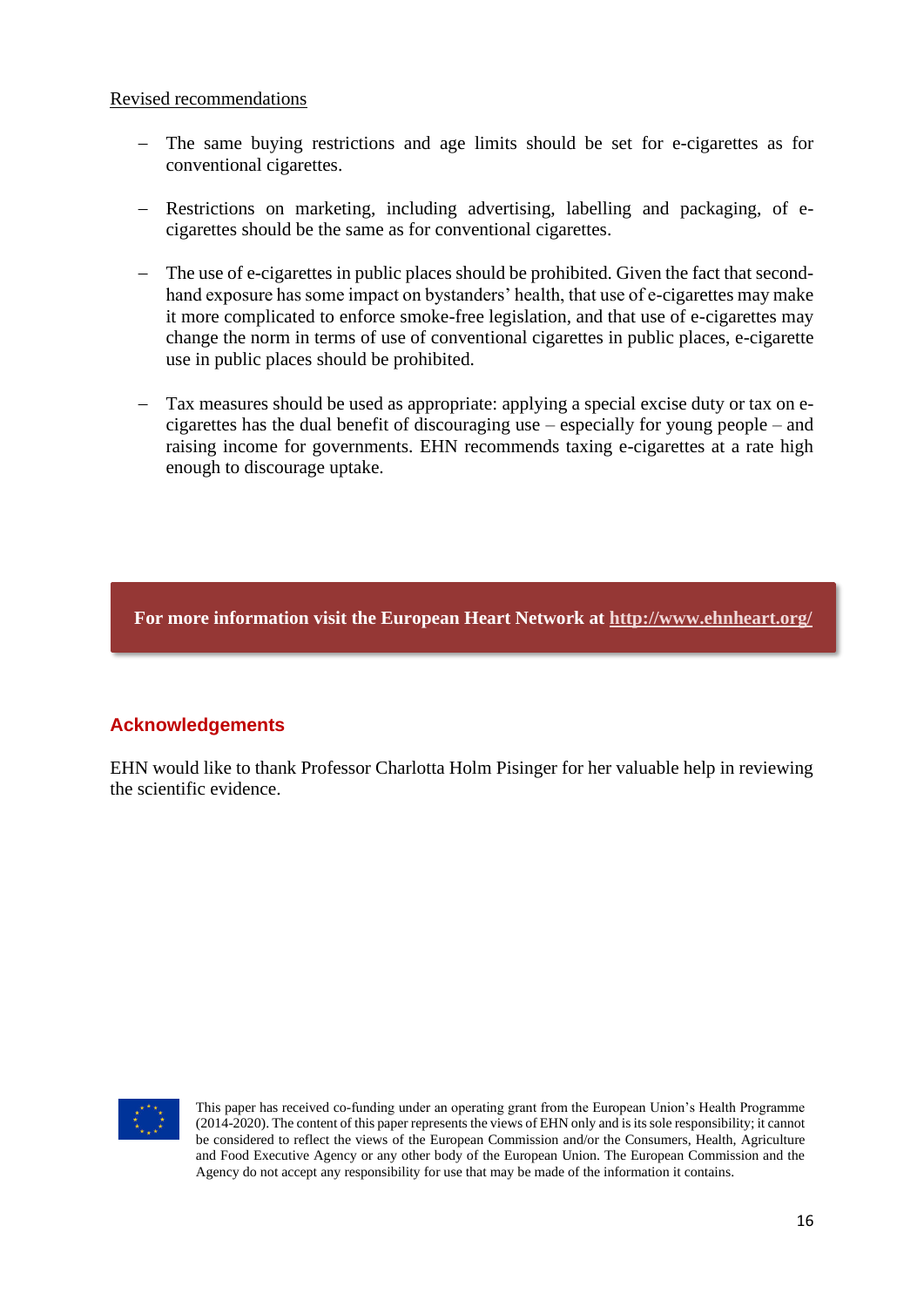Revised recommendations

- The same buying restrictions and age limits should be set for e-cigarettes as for conventional cigarettes.
- Restrictions on marketing, including advertising, labelling and packaging, of e-cigarettes should be the same as for conventional cigarettes.
- The use of e-cigarettes in public places should be prohibited. Given the fact that second-hand exposure has some impact on bystanders' health, that use of e-cigarettes may make it more complicated to enforce smoke-free legislation, and that use of e-cigarettes may change the norm in terms of use of conventional cigarettes in public places, e-cigarette use in public places should be prohibited.
- Tax measures should be used as appropriate: applying a special excise duty or tax on e-cigarettes has the dual benefit of discouraging use – especially for young people – and raising income for governments. EHN recommends taxing e-cigarettes at a rate high enough to discourage uptake.

**For more information visit the European Heart Network at http://www.ehnheart.org/**

## Acknowledgements

EHN would like to thank Professor Charlotta Holm Pisinger for her valuable help in reviewing the scientific evidence.

This paper has received co-funding under an operating grant from the European Union's Health Programme (2014-2020). The content of this paper represents the views of EHN only and is its sole responsibility; it cannot be considered to reflect the views of the European Commission and/or the Consumers, Health, Agriculture and Food Executive Agency or any other body of the European Union. The European Commission and the Agency do not accept any responsibility for use that may be made of the information it contains.